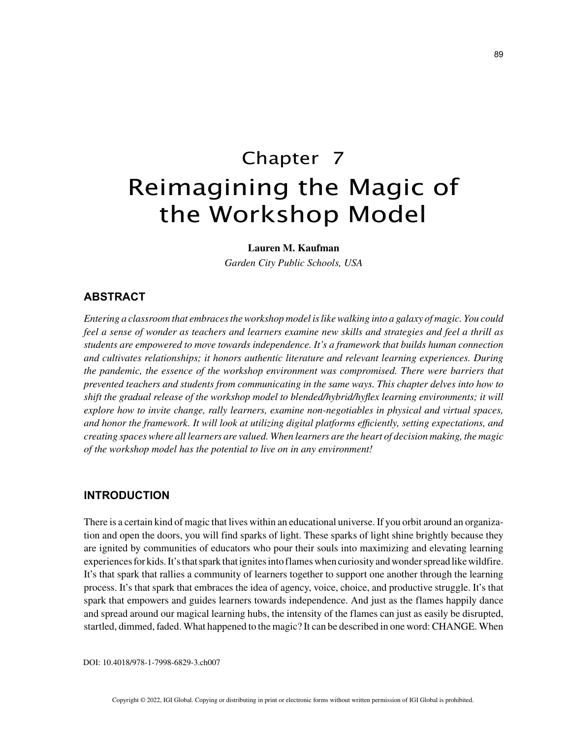# Chapter 7
# Reimagining the Magic of the Workshop Model

**Lauren M. Kaufman**

*Garden City Public Schools, USA*

## ABSTRACT

*Entering a classroom that embraces the workshop model is like walking into a galaxy of magic. You could feel a sense of wonder as teachers and learners examine new skills and strategies and feel a thrill as students are empowered to move towards independence. It's a framework that builds human connection and cultivates relationships; it honors authentic literature and relevant learning experiences. During the pandemic, the essence of the workshop environment was compromised. There were barriers that prevented teachers and students from communicating in the same ways. This chapter delves into how to shift the gradual release of the workshop model to blended/hybrid/hyflex learning environments; it will explore how to invite change, rally learners, examine non-negotiables in physical and virtual spaces, and honor the framework. It will look at utilizing digital platforms efficiently, setting expectations, and creating spaces where all learners are valued. When learners are the heart of decision making, the magic of the workshop model has the potential to live on in any environment!*

## INTRODUCTION

There is a certain kind of magic that lives within an educational universe. If you orbit around an organization and open the doors, you will find sparks of light. These sparks of light shine brightly because they are ignited by communities of educators who pour their souls into maximizing and elevating learning experiences for kids. It's that spark that ignites into flames when curiosity and wonder spread like wildfire. It's that spark that rallies a community of learners together to support one another through the learning process. It's that spark that embraces the idea of agency, voice, choice, and productive struggle. It's that spark that empowers and guides learners towards independence. And just as the flames happily dance and spread around our magical learning hubs, the intensity of the flames can just as easily be disrupted, startled, dimmed, faded. What happened to the magic? It can be described in one word: CHANGE. When

DOI: 10.4018/978-1-7998-6829-3.ch007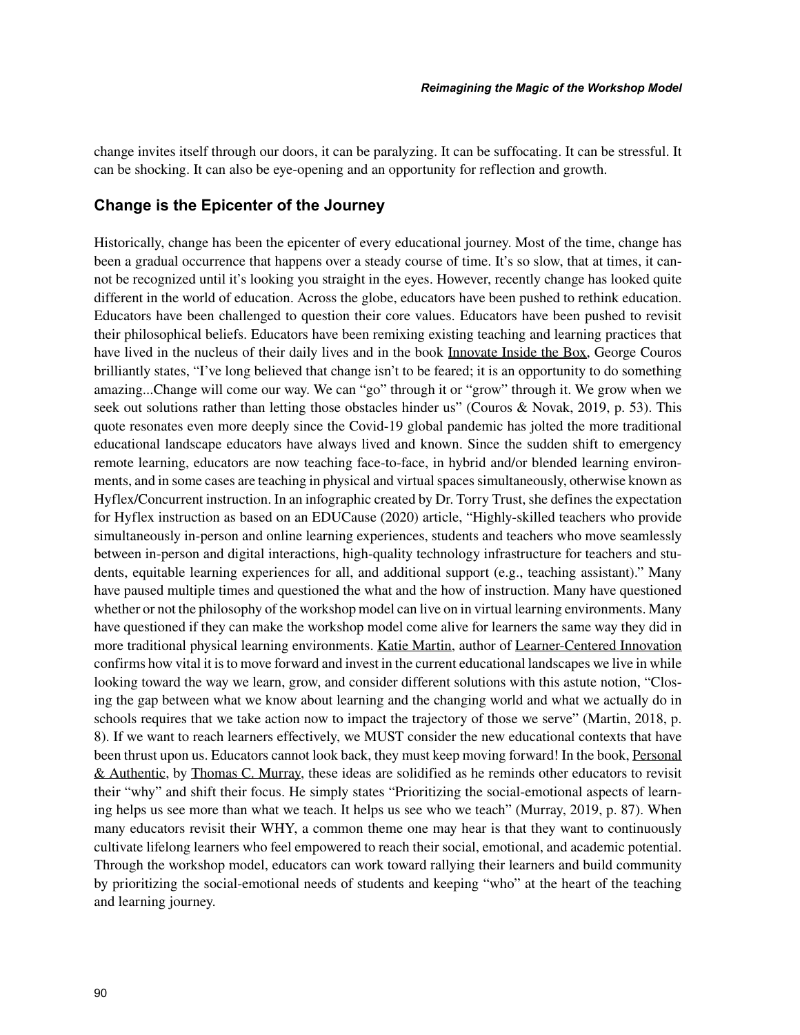change invites itself through our doors, it can be paralyzing. It can be suffocating. It can be stressful. It can be shocking. It can also be eye-opening and an opportunity for reflection and growth.

## Change is the Epicenter of the Journey

Historically, change has been the epicenter of every educational journey. Most of the time, change has been a gradual occurrence that happens over a steady course of time. It's so slow, that at times, it cannot be recognized until it's looking you straight in the eyes. However, recently change has looked quite different in the world of education. Across the globe, educators have been pushed to rethink education. Educators have been challenged to question their core values. Educators have been pushed to revisit their philosophical beliefs. Educators have been remixing existing teaching and learning practices that have lived in the nucleus of their daily lives and in the book Innovate Inside the Box, George Couros brilliantly states, "I've long believed that change isn't to be feared; it is an opportunity to do something amazing...Change will come our way. We can "go" through it or "grow" through it. We grow when we seek out solutions rather than letting those obstacles hinder us" (Couros & Novak, 2019, p. 53). This quote resonates even more deeply since the Covid-19 global pandemic has jolted the more traditional educational landscape educators have always lived and known. Since the sudden shift to emergency remote learning, educators are now teaching face-to-face, in hybrid and/or blended learning environments, and in some cases are teaching in physical and virtual spaces simultaneously, otherwise known as Hyflex/Concurrent instruction. In an infographic created by Dr. Torry Trust, she defines the expectation for Hyflex instruction as based on an EDUCause (2020) article, "Highly-skilled teachers who provide simultaneously in-person and online learning experiences, students and teachers who move seamlessly between in-person and digital interactions, high-quality technology infrastructure for teachers and students, equitable learning experiences for all, and additional support (e.g., teaching assistant)." Many have paused multiple times and questioned the what and the how of instruction. Many have questioned whether or not the philosophy of the workshop model can live on in virtual learning environments. Many have questioned if they can make the workshop model come alive for learners the same way they did in more traditional physical learning environments. Katie Martin, author of Learner-Centered Innovation confirms how vital it is to move forward and invest in the current educational landscapes we live in while looking toward the way we learn, grow, and consider different solutions with this astute notion, "Closing the gap between what we know about learning and the changing world and what we actually do in schools requires that we take action now to impact the trajectory of those we serve" (Martin, 2018, p. 8). If we want to reach learners effectively, we MUST consider the new educational contexts that have been thrust upon us. Educators cannot look back, they must keep moving forward! In the book, Personal & Authentic, by Thomas C. Murray, these ideas are solidified as he reminds other educators to revisit their "why" and shift their focus. He simply states "Prioritizing the social-emotional aspects of learning helps us see more than what we teach. It helps us see who we teach" (Murray, 2019, p. 87). When many educators revisit their WHY, a common theme one may hear is that they want to continuously cultivate lifelong learners who feel empowered to reach their social, emotional, and academic potential. Through the workshop model, educators can work toward rallying their learners and build community by prioritizing the social-emotional needs of students and keeping "who" at the heart of the teaching and learning journey.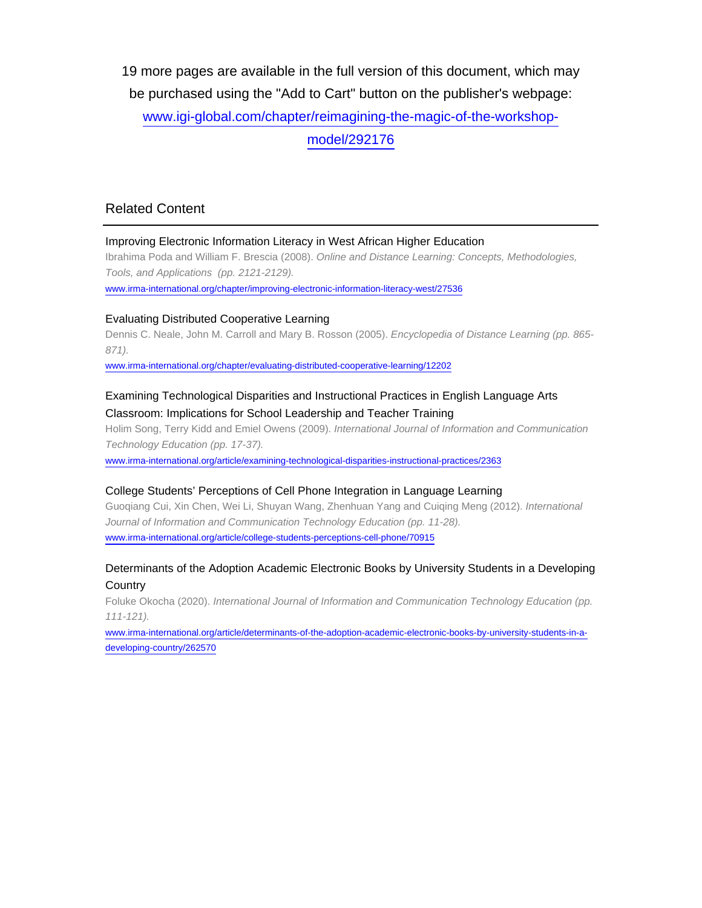19 more pages are available in the full version of this document, which may be purchased using the "Add to Cart" button on the publisher's webpage:
[www.igi-global.com/chapter/reimagining-the-magic-of-the-workshop-model/292176](www.igi-global.com/chapter/reimagining-the-magic-of-the-workshop-model/292176)

## Related Content

Improving Electronic Information Literacy in West African Higher Education
Ibrahima Poda and William F. Brescia (2008). *Online and Distance Learning: Concepts, Methodologies, Tools, and Applications (pp. 2121-2129).*
[www.irma-international.org/chapter/improving-electronic-information-literacy-west/27536](www.irma-international.org/chapter/improving-electronic-information-literacy-west/27536)

Evaluating Distributed Cooperative Learning
Dennis C. Neale, John M. Carroll and Mary B. Rosson (2005). *Encyclopedia of Distance Learning (pp. 865-871).*
[www.irma-international.org/chapter/evaluating-distributed-cooperative-learning/12202](www.irma-international.org/chapter/evaluating-distributed-cooperative-learning/12202)

Examining Technological Disparities and Instructional Practices in English Language Arts Classroom: Implications for School Leadership and Teacher Training
Holim Song, Terry Kidd and Emiel Owens (2009). *International Journal of Information and Communication Technology Education (pp. 17-37).*
[www.irma-international.org/article/examining-technological-disparities-instructional-practices/2363](www.irma-international.org/article/examining-technological-disparities-instructional-practices/2363)

College Students' Perceptions of Cell Phone Integration in Language Learning
Guoqiang Cui, Xin Chen, Wei Li, Shuyan Wang, Zhenhuan Yang and Cuiqing Meng (2012). *International Journal of Information and Communication Technology Education (pp. 11-28).*
[www.irma-international.org/article/college-students-perceptions-cell-phone/70915](www.irma-international.org/article/college-students-perceptions-cell-phone/70915)

Determinants of the Adoption Academic Electronic Books by University Students in a Developing Country
Foluke Okocha (2020). *International Journal of Information and Communication Technology Education (pp. 111-121).*
[www.irma-international.org/article/determinants-of-the-adoption-academic-electronic-books-by-university-students-in-a-developing-country/262570](www.irma-international.org/article/determinants-of-the-adoption-academic-electronic-books-by-university-students-in-a-developing-country/262570)